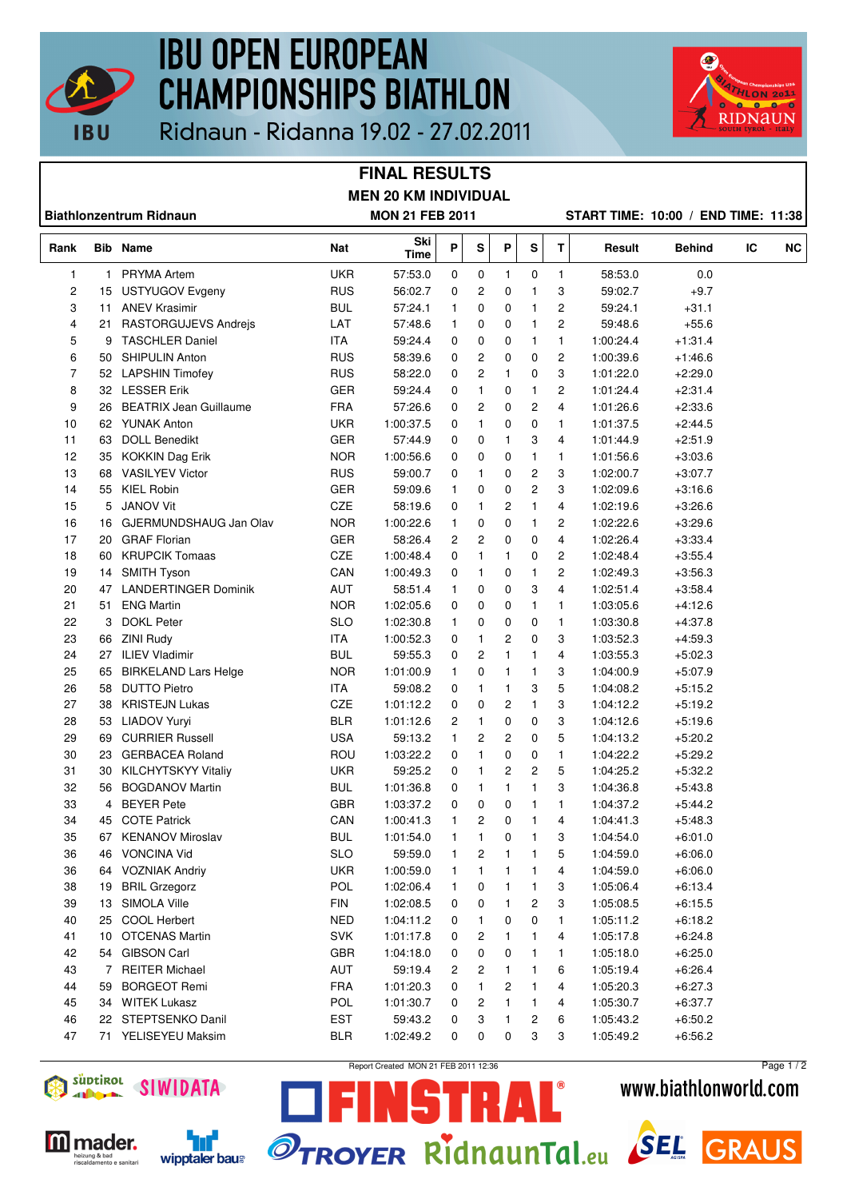# IBU OPEN EUROPEAN CHAMPIONSHIPS BIATHLON

Ridnaun - Ridanna 19.02 - 27.02.2011

## FINAL RESULTS

### MEN 20 KM INDIVIDUAL

**Biathlonzentrum Ridnaun** — **MON 21 FEB 2011** — **START TIME: 10:00 / END TIME: 11:38**

| Rank | Bib | Name | Nat | Ski Time | P | S | P | S | T | Result | Behind | IC | NC |
|---|---|---|---|---|---|---|---|---|---|---|---|---|---|
| 1 | 1 | PRYMA Artem | UKR | 57:53.0 | 0 | 0 | 1 | 0 | 1 | 58:53.0 | 0.0 | | |
| 2 | 15 | USTYUGOV Evgeny | RUS | 56:02.7 | 0 | 2 | 0 | 1 | 3 | 59:02.7 | +9.7 | | |
| 3 | 11 | ANEV Krasimir | BUL | 57:24.1 | 1 | 0 | 0 | 1 | 2 | 59:24.1 | +31.1 | | |
| 4 | 21 | RASTORGUJEVS Andrejs | LAT | 57:48.6 | 1 | 0 | 0 | 1 | 2 | 59:48.6 | +55.6 | | |
| 5 | 9 | TASCHLER Daniel | ITA | 59:24.4 | 0 | 0 | 0 | 1 | 1 | 1:00:24.4 | +1:31.4 | | |
| 6 | 50 | SHIPULIN Anton | RUS | 58:39.6 | 0 | 2 | 0 | 0 | 2 | 1:00:39.6 | +1:46.6 | | |
| 7 | 52 | LAPSHIN Timofey | RUS | 58:22.0 | 0 | 2 | 1 | 0 | 3 | 1:01:22.0 | +2:29.0 | | |
| 8 | 32 | LESSER Erik | GER | 59:24.4 | 0 | 1 | 0 | 1 | 2 | 1:01:24.4 | +2:31.4 | | |
| 9 | 26 | BEATRIX Jean Guillaume | FRA | 57:26.6 | 0 | 2 | 0 | 2 | 4 | 1:01:26.6 | +2:33.6 | | |
| 10 | 62 | YUNAK Anton | UKR | 1:00:37.5 | 0 | 1 | 0 | 0 | 1 | 1:01:37.5 | +2:44.5 | | |
| 11 | 63 | DOLL Benedikt | GER | 57:44.9 | 0 | 0 | 1 | 3 | 4 | 1:01:44.9 | +2:51.9 | | |
| 12 | 35 | KOKKIN Dag Erik | NOR | 1:00:56.6 | 0 | 0 | 0 | 1 | 1 | 1:01:56.6 | +3:03.6 | | |
| 13 | 68 | VASILYEV Victor | RUS | 59:00.7 | 0 | 1 | 0 | 2 | 3 | 1:02:00.7 | +3:07.7 | | |
| 14 | 55 | KIEL Robin | GER | 59:09.6 | 1 | 0 | 0 | 2 | 3 | 1:02:09.6 | +3:16.6 | | |
| 15 | 5 | JANOV Vit | CZE | 58:19.6 | 0 | 1 | 2 | 1 | 4 | 1:02:19.6 | +3:26.6 | | |
| 16 | 16 | GJERMUNDSHAUG Jan Olav | NOR | 1:00:22.6 | 1 | 0 | 0 | 1 | 2 | 1:02:22.6 | +3:29.6 | | |
| 17 | 20 | GRAF Florian | GER | 58:26.4 | 2 | 2 | 0 | 0 | 4 | 1:02:26.4 | +3:33.4 | | |
| 18 | 60 | KRUPCIK Tomaas | CZE | 1:00:48.4 | 0 | 1 | 1 | 0 | 2 | 1:02:48.4 | +3:55.4 | | |
| 19 | 14 | SMITH Tyson | CAN | 1:00:49.3 | 0 | 1 | 0 | 1 | 2 | 1:02:49.3 | +3:56.3 | | |
| 20 | 47 | LANDERTINGER Dominik | AUT | 58:51.4 | 1 | 0 | 0 | 3 | 4 | 1:02:51.4 | +3:58.4 | | |
| 21 | 51 | ENG Martin | NOR | 1:02:05.6 | 0 | 0 | 0 | 1 | 1 | 1:03:05.6 | +4:12.6 | | |
| 22 | 3 | DOKL Peter | SLO | 1:02:30.8 | 1 | 0 | 0 | 0 | 1 | 1:03:30.8 | +4:37.8 | | |
| 23 | 66 | ZINI Rudy | ITA | 1:00:52.3 | 0 | 1 | 2 | 0 | 3 | 1:03:52.3 | +4:59.3 | | |
| 24 | 27 | ILIEV Vladimir | BUL | 59:55.3 | 0 | 2 | 1 | 1 | 4 | 1:03:55.3 | +5:02.3 | | |
| 25 | 65 | BIRKELAND Lars Helge | NOR | 1:01:00.9 | 1 | 0 | 1 | 1 | 3 | 1:04:00.9 | +5:07.9 | | |
| 26 | 58 | DUTTO Pietro | ITA | 59:08.2 | 0 | 1 | 1 | 3 | 5 | 1:04:08.2 | +5:15.2 | | |
| 27 | 38 | KRISTEJN Lukas | CZE | 1:01:12.2 | 0 | 0 | 2 | 1 | 3 | 1:04:12.2 | +5:19.2 | | |
| 28 | 53 | LIADOV Yuryi | BLR | 1:01:12.6 | 2 | 1 | 0 | 0 | 3 | 1:04:12.6 | +5:19.6 | | |
| 29 | 69 | CURRIER Russell | USA | 59:13.2 | 1 | 2 | 2 | 0 | 5 | 1:04:13.2 | +5:20.2 | | |
| 30 | 23 | GERBACEA Roland | ROU | 1:03:22.2 | 0 | 1 | 0 | 0 | 1 | 1:04:22.2 | +5:29.2 | | |
| 31 | 30 | KILCHYTSKYY Vitaliy | UKR | 59:25.2 | 0 | 1 | 2 | 2 | 5 | 1:04:25.2 | +5:32.2 | | |
| 32 | 56 | BOGDANOV Martin | BUL | 1:01:36.8 | 0 | 1 | 1 | 1 | 3 | 1:04:36.8 | +5:43.8 | | |
| 33 | 4 | BEYER Pete | GBR | 1:03:37.2 | 0 | 0 | 0 | 1 | 1 | 1:04:37.2 | +5:44.2 | | |
| 34 | 45 | COTE Patrick | CAN | 1:00:41.3 | 1 | 2 | 0 | 1 | 4 | 1:04:41.3 | +5:48.3 | | |
| 35 | 67 | KENANOV Miroslav | BUL | 1:01:54.0 | 1 | 1 | 0 | 1 | 3 | 1:04:54.0 | +6:01.0 | | |
| 36 | 46 | VONCINA Vid | SLO | 59:59.0 | 1 | 2 | 1 | 1 | 5 | 1:04:59.0 | +6:06.0 | | |
| 36 | 64 | VOZNIAK Andriy | UKR | 1:00:59.0 | 1 | 1 | 1 | 1 | 4 | 1:04:59.0 | +6:06.0 | | |
| 38 | 19 | BRIL Grzegorz | POL | 1:02:06.4 | 1 | 0 | 1 | 1 | 3 | 1:05:06.4 | +6:13.4 | | |
| 39 | 13 | SIMOLA Ville | FIN | 1:02:08.5 | 0 | 0 | 1 | 2 | 3 | 1:05:08.5 | +6:15.5 | | |
| 40 | 25 | COOL Herbert | NED | 1:04:11.2 | 0 | 1 | 0 | 0 | 1 | 1:05:11.2 | +6:18.2 | | |
| 41 | 10 | OTCENAS Martin | SVK | 1:01:17.8 | 0 | 2 | 1 | 1 | 4 | 1:05:17.8 | +6:24.8 | | |
| 42 | 54 | GIBSON Carl | GBR | 1:04:18.0 | 0 | 0 | 0 | 1 | 1 | 1:05:18.0 | +6:25.0 | | |
| 43 | 7 | REITER Michael | AUT | 59:19.4 | 2 | 2 | 1 | 1 | 6 | 1:05:19.4 | +6:26.4 | | |
| 44 | 59 | BORGEOT Remi | FRA | 1:01:20.3 | 0 | 1 | 2 | 1 | 4 | 1:05:20.3 | +6:27.3 | | |
| 45 | 34 | WITEK Lukasz | POL | 1:01:30.7 | 0 | 2 | 1 | 1 | 4 | 1:05:30.7 | +6:37.7 | | |
| 46 | 22 | STEPTSENKO Danil | EST | 59:43.2 | 0 | 3 | 1 | 2 | 6 | 1:05:43.2 | +6:50.2 | | |
| 47 | 71 | YELISEYEU Maksim | BLR | 1:02:49.2 | 0 | 0 | 0 | 3 | 3 | 1:05:49.2 | +6:56.2 | | |

Report Created MON 21 FEB 2011 12:36

www.biathlonworld.com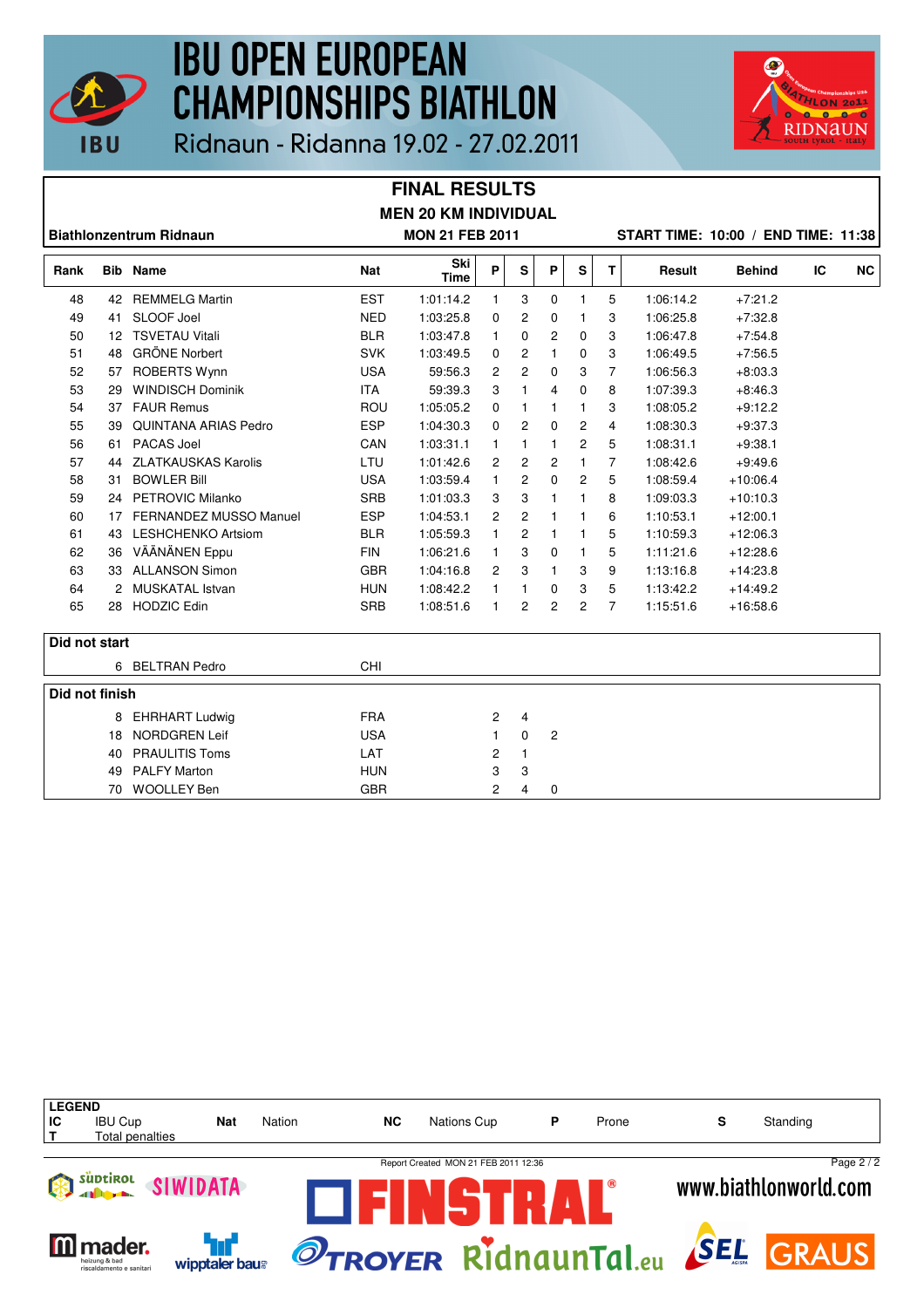# IBU OPEN EUROPEAN CHAMPIONSHIPS BIATHLON

Ridnaun - Ridanna 19.02 - 27.02.2011

## FINAL RESULTS

### MEN 20 KM INDIVIDUAL

**Biathlonzentrum Ridnaun** | **MON 21 FEB 2011** | **START TIME: 10:00 / END TIME: 11:38**

| Rank | Bib | Name | Nat | Ski Time | P | S | P | S | T | Result | Behind | IC | NC |
|---|---|---|---|---|---|---|---|---|---|---|---|---|---|
| 48 | 42 | REMMELG Martin | EST | 1:01:14.2 | 1 | 3 | 0 | 1 | 5 | 1:06:14.2 | +7:21.2 | | |
| 49 | 41 | SLOOF Joel | NED | 1:03:25.8 | 0 | 2 | 0 | 1 | 3 | 1:06:25.8 | +7:32.8 | | |
| 50 | 12 | TSVETAU Vitali | BLR | 1:03:47.8 | 1 | 0 | 2 | 0 | 3 | 1:06:47.8 | +7:54.8 | | |
| 51 | 48 | GRÖNE Norbert | SVK | 1:03:49.5 | 0 | 2 | 1 | 0 | 3 | 1:06:49.5 | +7:56.5 | | |
| 52 | 57 | ROBERTS Wynn | USA | 59:56.3 | 2 | 2 | 0 | 3 | 7 | 1:06:56.3 | +8:03.3 | | |
| 53 | 29 | WINDISCH Dominik | ITA | 59:39.3 | 3 | 1 | 4 | 0 | 8 | 1:07:39.3 | +8:46.3 | | |
| 54 | 37 | FAUR Remus | ROU | 1:05:05.2 | 0 | 1 | 1 | 1 | 3 | 1:08:05.2 | +9:12.2 | | |
| 55 | 39 | QUINTANA ARIAS Pedro | ESP | 1:04:30.3 | 0 | 2 | 0 | 2 | 4 | 1:08:30.3 | +9:37.3 | | |
| 56 | 61 | PACAS Joel | CAN | 1:03:31.1 | 1 | 1 | 1 | 2 | 5 | 1:08:31.1 | +9:38.1 | | |
| 57 | 44 | ZLATKAUSKAS Karolis | LTU | 1:01:42.6 | 2 | 2 | 2 | 1 | 7 | 1:08:42.6 | +9:49.6 | | |
| 58 | 31 | BOWLER Bill | USA | 1:03:59.4 | 1 | 2 | 0 | 2 | 5 | 1:08:59.4 | +10:06.4 | | |
| 59 | 24 | PETROVIC Milanko | SRB | 1:01:03.3 | 3 | 3 | 1 | 1 | 8 | 1:09:03.3 | +10:10.3 | | |
| 60 | 17 | FERNANDEZ MUSSO Manuel | ESP | 1:04:53.1 | 2 | 2 | 1 | 1 | 6 | 1:10:53.1 | +12:00.1 | | |
| 61 | 43 | LESHCHENKO Artsiom | BLR | 1:05:59.3 | 1 | 2 | 1 | 1 | 5 | 1:10:59.3 | +12:06.3 | | |
| 62 | 36 | VÄÄNÄNEN Eppu | FIN | 1:06:21.6 | 1 | 3 | 0 | 1 | 5 | 1:11:21.6 | +12:28.6 | | |
| 63 | 33 | ALLANSON Simon | GBR | 1:04:16.8 | 2 | 3 | 1 | 3 | 9 | 1:13:16.8 | +14:23.8 | | |
| 64 | 2 | MUSKATAL Istvan | HUN | 1:08:42.2 | 1 | 1 | 0 | 3 | 5 | 1:13:42.2 | +14:49.2 | | |
| 65 | 28 | HODZIC Edin | SRB | 1:08:51.6 | 1 | 2 | 2 | 2 | 7 | 1:15:51.6 | +16:58.6 | | |

**Did not start**

| Bib | Name | Nat |
|---|---|---|
| 6 | BELTRAN Pedro | CHI |

**Did not finish**

| Bib | Name | Nat | P | S | P |
|---|---|---|---|---|---|
| 8 | EHRHART Ludwig | FRA | 2 | 4 | |
| 18 | NORDGREN Leif | USA | 1 | 0 | 2 |
| 40 | PRAULITIS Toms | LAT | 2 | 1 | |
| 49 | PALFY Marton | HUN | 3 | 3 | |
| 70 | WOOLLEY Ben | GBR | 2 | 4 | 0 |

**LEGEND**

| | | | | | | | |
|---|---|---|---|---|---|---|---|
| IC | IBU Cup | Nat | Nation | NC | Nations Cup | P | Prone |
| T | Total penalties | | | | | S | Standing |

Report Created MON 21 FEB 2011 12:36

www.biathlonworld.com